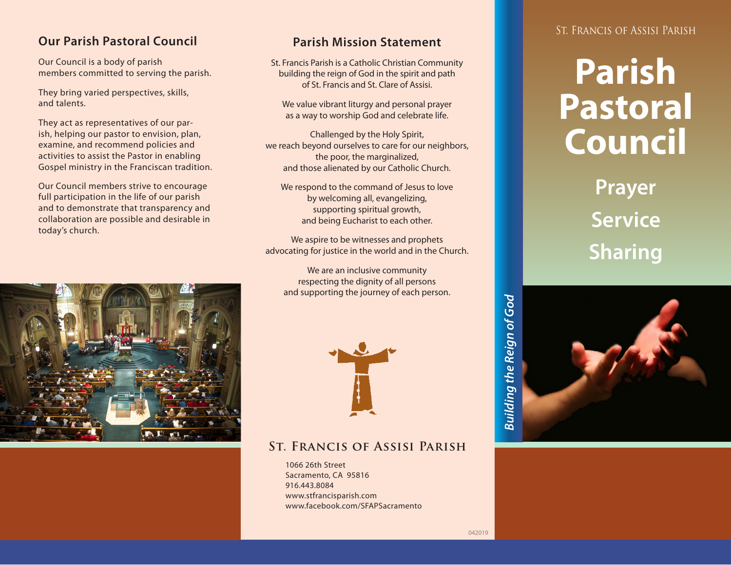## Our Parish Pastoral Council

Our Council is a body of parish members committed to serving the parish.

They bring varied perspectives, skills, and talents.

They act as representatives of our parish, helping our pastor to envision, plan, examine, and recommend policies and activities to assist the Pastor in enabling Gospel ministry in the Franciscan tradition.

Our Council members strive to encourage full participation in the life of our parish and to demonstrate that transparency and collaboration are possible and desirable in today's church.

## Parish Mission Statement

St. Francis Parish is a Catholic Christian Community building the reign of God in the spirit and path of St. Francis and St. Clare of Assisi.

We value vibrant liturgy and personal prayer as a way to worship God and celebrate life.

Challenged by the Holy Spirit, we reach beyond ourselves to care for our neighbors, the poor, the marginalized, and those alienated by our Catholic Church.

We respond to the command of Jesus to love by welcoming all, evangelizing, supporting spiritual growth, and being Eucharist to each other.

We aspire to be witnesses and prophets advocating for justice in the world and in the Church.

We are an inclusive community respecting the dignity of all persons and supporting the journey of each person.

## St. Francis of Assisi Parish

1066 26th Street
Sacramento, CA 95816
916.443.8084
www.stfrancisparish.com
www.facebook.com/SFAPSacramento

042019

*Building the Reign of God*

St. Francis of Assisi Parish

# Parish Pastoral Council

**Prayer**

**Service**

**Sharing**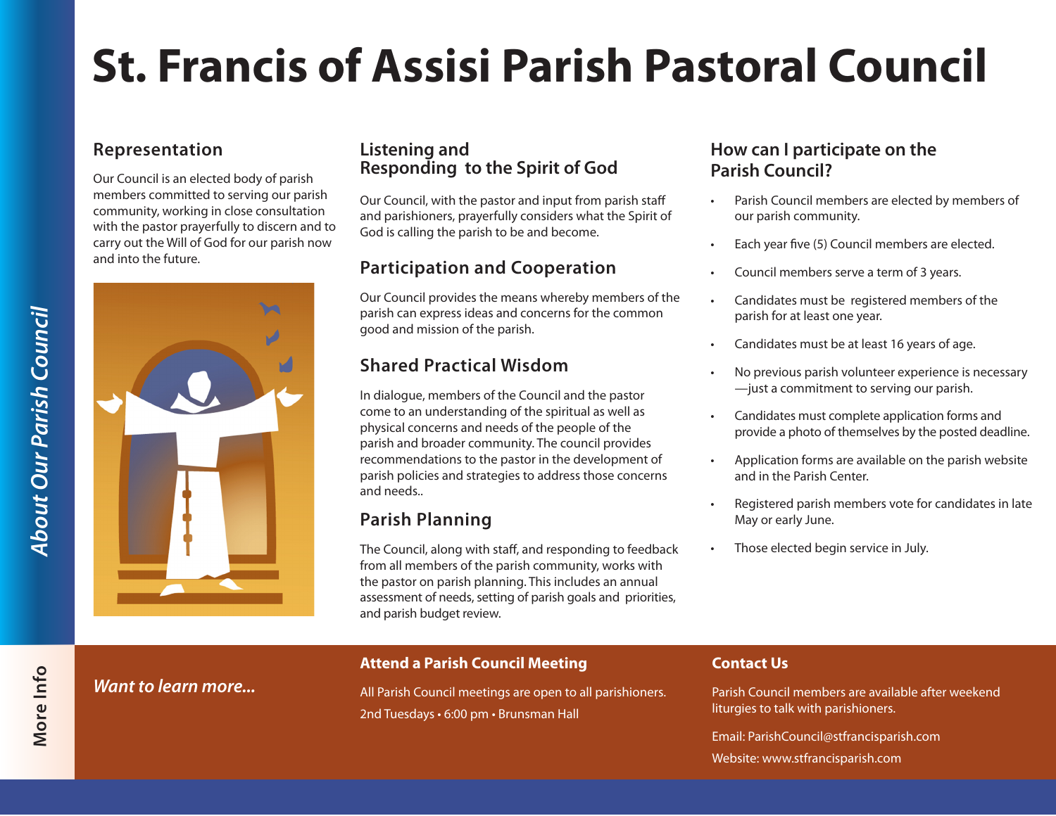# St. Francis of Assisi Parish Pastoral Council

*About Our Parish Council*

## Representation

Our Council is an elected body of parish members committed to serving our parish community, working in close consultation with the pastor prayerfully to discern and to carry out the Will of God for our parish now and into the future.

## Listening and Responding to the Spirit of God

Our Council, with the pastor and input from parish staff and parishioners, prayerfully considers what the Spirit of God is calling the parish to be and become.

## Participation and Cooperation

Our Council provides the means whereby members of the parish can express ideas and concerns for the common good and mission of the parish.

## Shared Practical Wisdom

In dialogue, members of the Council and the pastor come to an understanding of the spiritual as well as physical concerns and needs of the people of the parish and broader community. The council provides recommendations to the pastor in the development of parish policies and strategies to address those concerns and needs..

## Parish Planning

The Council, along with staff, and responding to feedback from all members of the parish community, works with the pastor on parish planning. This includes an annual assessment of needs, setting of parish goals and priorities, and parish budget review.

## How can I participate on the Parish Council?

- Parish Council members are elected by members of our parish community.
- Each year five (5) Council members are elected.
- Council members serve a term of 3 years.
- Candidates must be registered members of the parish for at least one year.
- Candidates must be at least 16 years of age.
- No previous parish volunteer experience is necessary —just a commitment to serving our parish.
- Candidates must complete application forms and provide a photo of themselves by the posted deadline.
- Application forms are available on the parish website and in the Parish Center.
- Registered parish members vote for candidates in late May or early June.
- Those elected begin service in July.

**More Info**

*Want to learn more...*

### Attend a Parish Council Meeting

All Parish Council meetings are open to all parishioners.

2nd Tuesdays • 6:00 pm • Brunsman Hall

### Contact Us

Parish Council members are available after weekend liturgies to talk with parishioners.

Email: ParishCouncil@stfrancisparish.com

Website: www.stfrancisparish.com